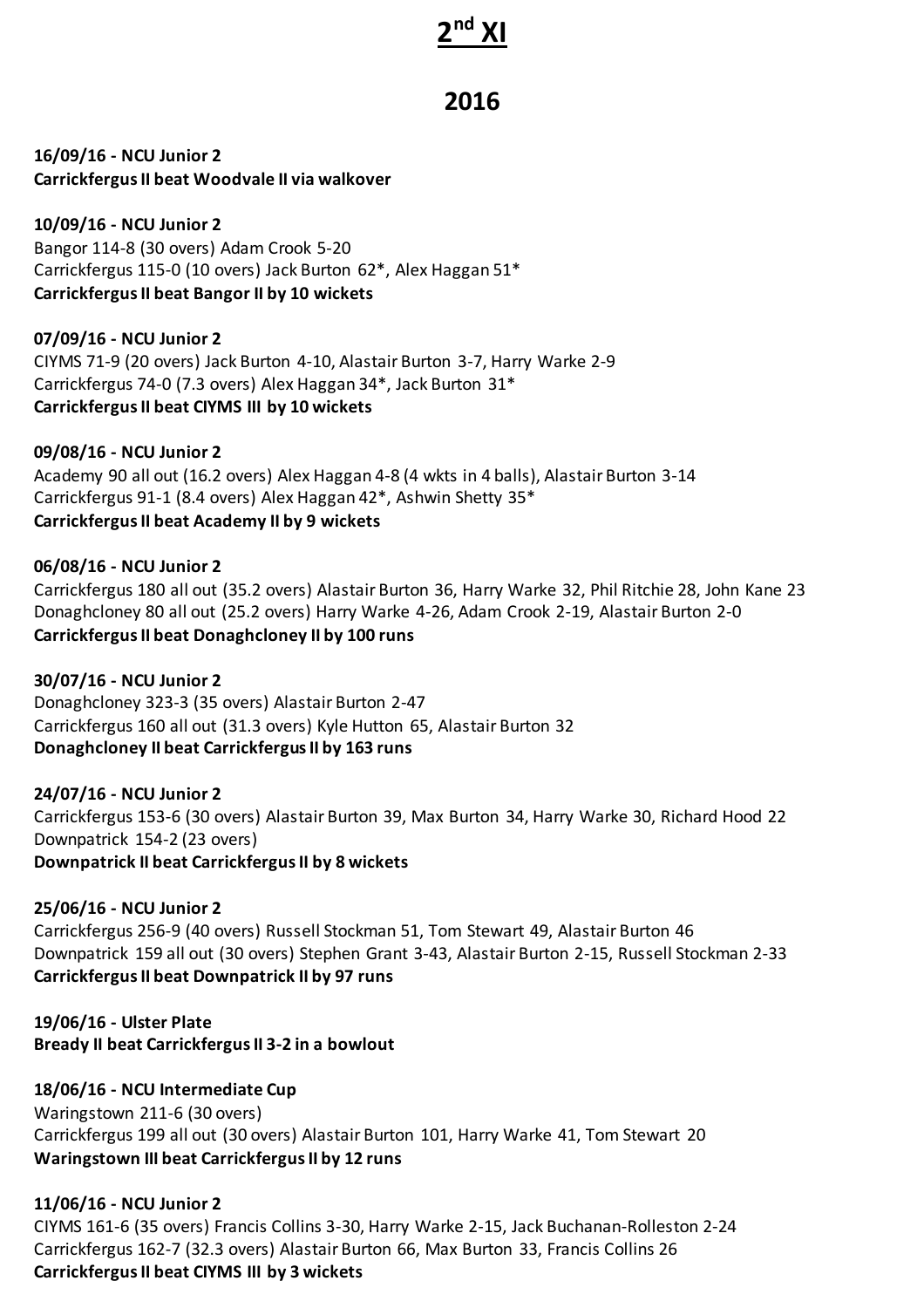# 2nd XI

## 2016

**16/09/16 - NCU Junior 2**
**Carrickfergus II beat Woodvale II via walkover**

**10/09/16 - NCU Junior 2**
Bangor 114-8 (30 overs) Adam Crook 5-20
Carrickfergus 115-0 (10 overs) Jack Burton 62*, Alex Haggan 51*
**Carrickfergus II beat Bangor II by 10 wickets**

**07/09/16 - NCU Junior 2**
CIYMS 71-9 (20 overs) Jack Burton 4-10, Alastair Burton 3-7, Harry Warke 2-9
Carrickfergus 74-0 (7.3 overs) Alex Haggan 34*, Jack Burton 31*
**Carrickfergus II beat CIYMS III by 10 wickets**

**09/08/16 - NCU Junior 2**
Academy 90 all out (16.2 overs) Alex Haggan 4-8 (4 wkts in 4 balls), Alastair Burton 3-14
Carrickfergus 91-1 (8.4 overs) Alex Haggan 42*, Ashwin Shetty 35*
**Carrickfergus II beat Academy II by 9 wickets**

**06/08/16 - NCU Junior 2**
Carrickfergus 180 all out (35.2 overs) Alastair Burton 36, Harry Warke 32, Phil Ritchie 28, John Kane 23
Donaghcloney 80 all out (25.2 overs) Harry Warke 4-26, Adam Crook 2-19, Alastair Burton 2-0
**Carrickfergus II beat Donaghcloney II by 100 runs**

**30/07/16 - NCU Junior 2**
Donaghcloney 323-3 (35 overs) Alastair Burton 2-47
Carrickfergus 160 all out (31.3 overs) Kyle Hutton 65, Alastair Burton 32
**Donaghcloney II beat Carrickfergus II by 163 runs**

**24/07/16 - NCU Junior 2**
Carrickfergus 153-6 (30 overs) Alastair Burton 39, Max Burton 34, Harry Warke 30, Richard Hood 22
Downpatrick 154-2 (23 overs)
**Downpatrick II beat Carrickfergus II by 8 wickets**

**25/06/16 - NCU Junior 2**
Carrickfergus 256-9 (40 overs) Russell Stockman 51, Tom Stewart 49, Alastair Burton 46
Downpatrick 159 all out (30 overs) Stephen Grant 3-43, Alastair Burton 2-15, Russell Stockman 2-33
**Carrickfergus II beat Downpatrick II by 97 runs**

**19/06/16 - Ulster Plate**
**Bready II beat Carrickfergus II 3-2 in a bowlout**

**18/06/16 - NCU Intermediate Cup**
Waringstown 211-6 (30 overs)
Carrickfergus 199 all out (30 overs) Alastair Burton 101, Harry Warke 41, Tom Stewart 20
**Waringstown III beat Carrickfergus II by 12 runs**

**11/06/16 - NCU Junior 2**
CIYMS 161-6 (35 overs) Francis Collins 3-30, Harry Warke 2-15, Jack Buchanan-Rolleston 2-24
Carrickfergus 162-7 (32.3 overs) Alastair Burton 66, Max Burton 33, Francis Collins 26
**Carrickfergus II beat CIYMS III by 3 wickets**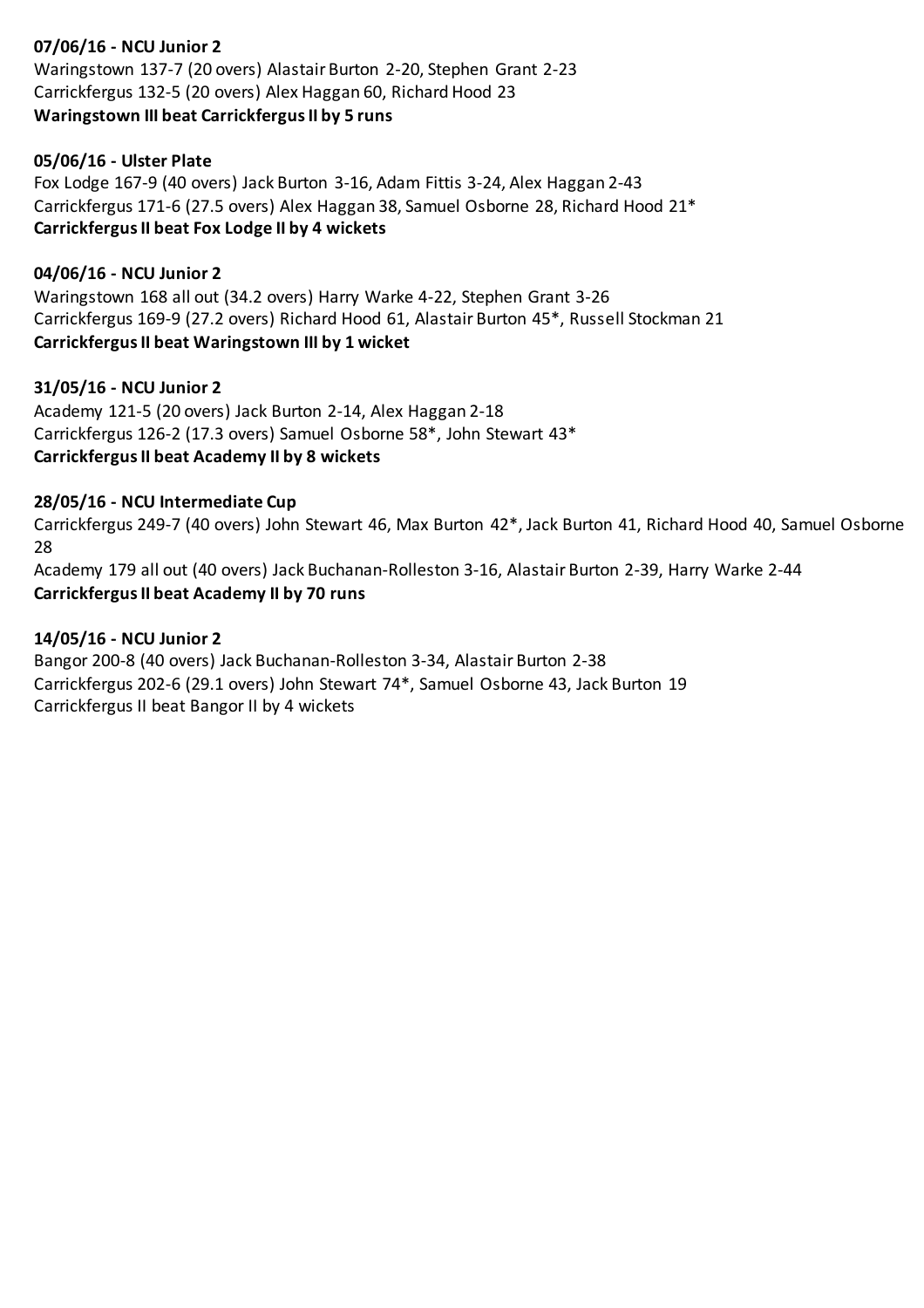**07/06/16 - NCU Junior 2**
Waringstown 137-7 (20 overs) Alastair Burton 2-20, Stephen Grant 2-23
Carrickfergus 132-5 (20 overs) Alex Haggan 60, Richard Hood 23
**Waringstown III beat Carrickfergus II by 5 runs**

**05/06/16 - Ulster Plate**
Fox Lodge 167-9 (40 overs) Jack Burton 3-16, Adam Fittis 3-24, Alex Haggan 2-43
Carrickfergus 171-6 (27.5 overs) Alex Haggan 38, Samuel Osborne 28, Richard Hood 21*
**Carrickfergus II beat Fox Lodge II by 4 wickets**

**04/06/16 - NCU Junior 2**
Waringstown 168 all out (34.2 overs) Harry Warke 4-22, Stephen Grant 3-26
Carrickfergus 169-9 (27.2 overs) Richard Hood 61, Alastair Burton 45*, Russell Stockman 21
**Carrickfergus II beat Waringstown III by 1 wicket**

**31/05/16 - NCU Junior 2**
Academy 121-5 (20 overs) Jack Burton 2-14, Alex Haggan 2-18
Carrickfergus 126-2 (17.3 overs) Samuel Osborne 58*, John Stewart 43*
**Carrickfergus II beat Academy II by 8 wickets**

**28/05/16 - NCU Intermediate Cup**
Carrickfergus 249-7 (40 overs) John Stewart 46, Max Burton 42*, Jack Burton 41, Richard Hood 40, Samuel Osborne 28
Academy 179 all out (40 overs) Jack Buchanan-Rolleston 3-16, Alastair Burton 2-39, Harry Warke 2-44
**Carrickfergus II beat Academy II by 70 runs**

**14/05/16 - NCU Junior 2**
Bangor 200-8 (40 overs) Jack Buchanan-Rolleston 3-34, Alastair Burton 2-38
Carrickfergus 202-6 (29.1 overs) John Stewart 74*, Samuel Osborne 43, Jack Burton 19
Carrickfergus II beat Bangor II by 4 wickets